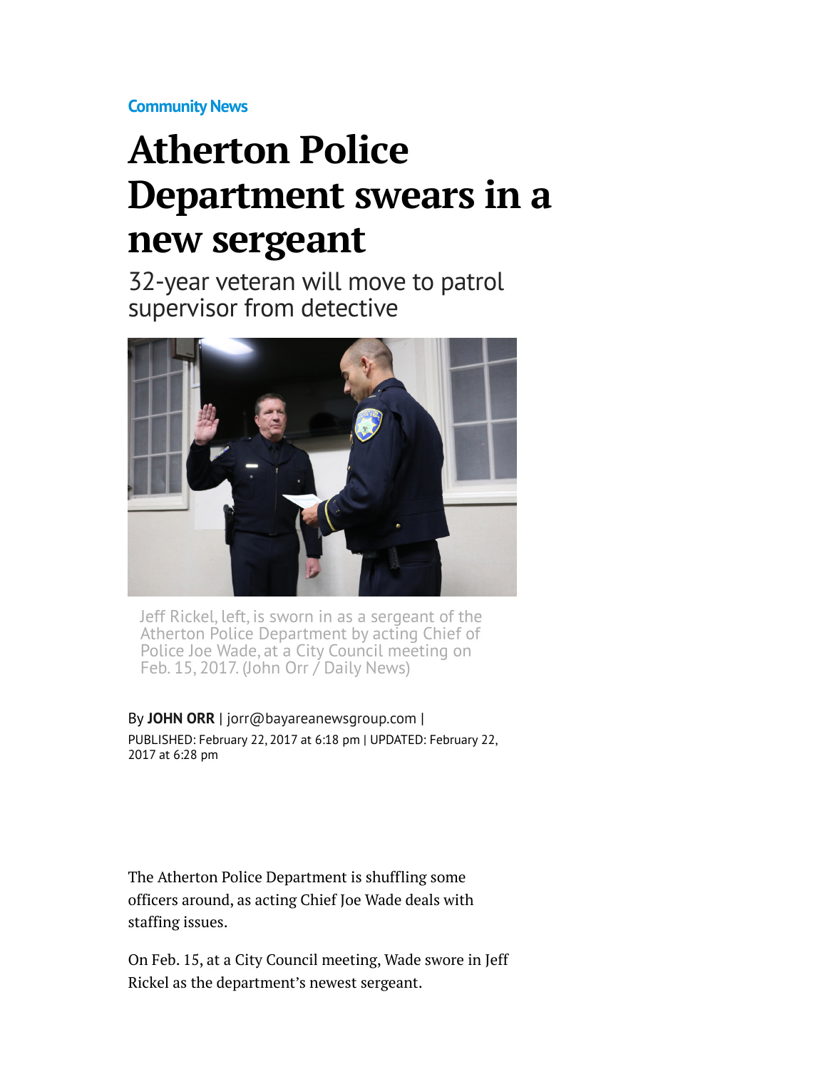Community News

# Atherton Police Department swears in a new sergeant

## 32-year veteran will move to patrol supervisor from detective

Jeff Rickel, left, is sworn in as a sergeant of the Atherton Police Department by acting Chief of Police Joe Wade, at a City Council meeting on Feb. 15, 2017. (John Orr / Daily News)

By **JOHN ORR** | jorr@bayareanewsgroup.com |
PUBLISHED: February 22, 2017 at 6:18 pm | UPDATED: February 22, 2017 at 6:28 pm

The Atherton Police Department is shuffling some officers around, as acting Chief Joe Wade deals with staffing issues.

On Feb. 15, at a City Council meeting, Wade swore in Jeff Rickel as the department's newest sergeant.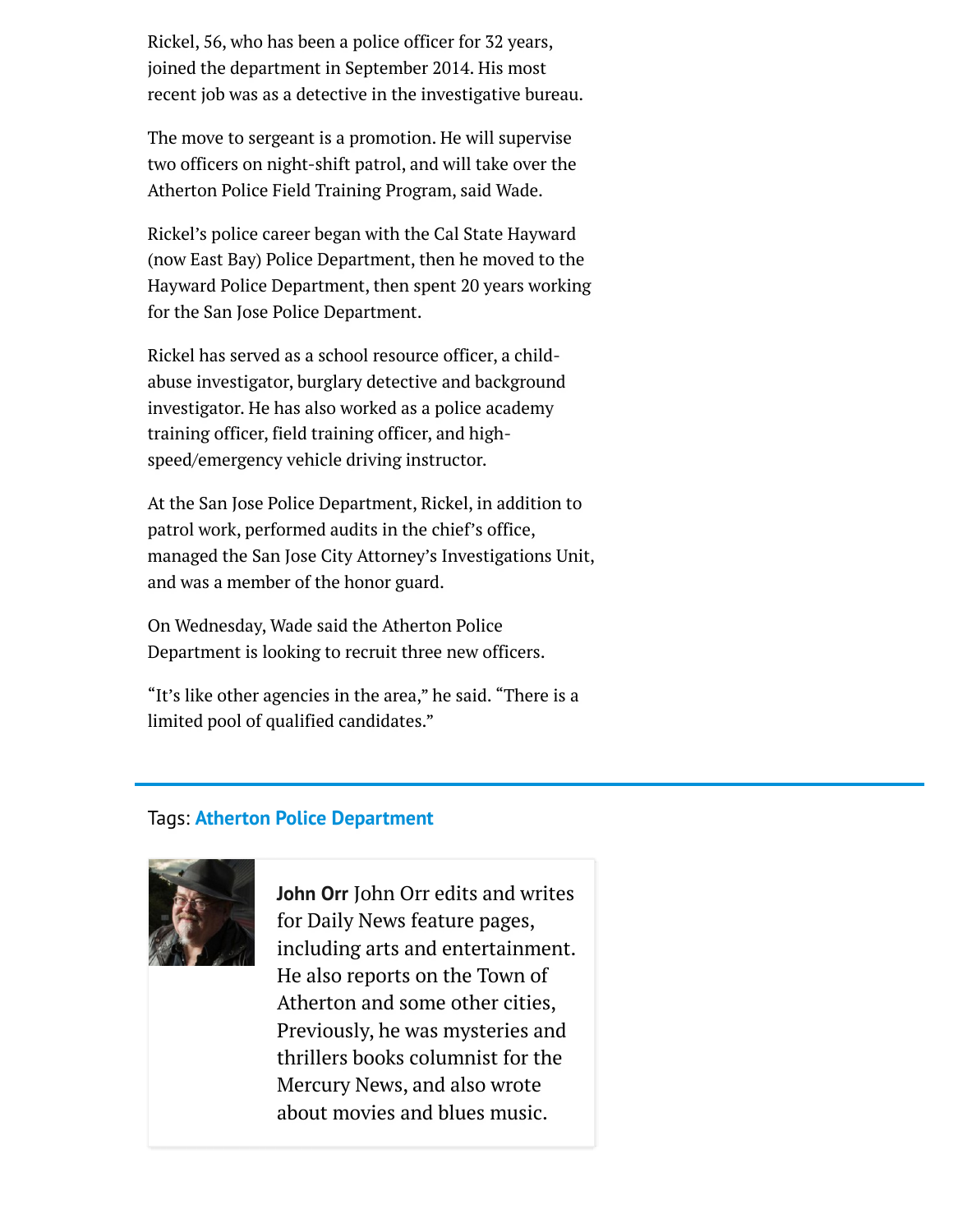Rickel, 56, who has been a police officer for 32 years, joined the department in September 2014. His most recent job was as a detective in the investigative bureau.

The move to sergeant is a promotion. He will supervise two officers on night-shift patrol, and will take over the Atherton Police Field Training Program, said Wade.

Rickel's police career began with the Cal State Hayward (now East Bay) Police Department, then he moved to the Hayward Police Department, then spent 20 years working for the San Jose Police Department.

Rickel has served as a school resource officer, a child-abuse investigator, burglary detective and background investigator. He has also worked as a police academy training officer, field training officer, and high-speed/emergency vehicle driving instructor.

At the San Jose Police Department, Rickel, in addition to patrol work, performed audits in the chief's office, managed the San Jose City Attorney's Investigations Unit, and was a member of the honor guard.

On Wednesday, Wade said the Atherton Police Department is looking to recruit three new officers.

"It's like other agencies in the area," he said. "There is a limited pool of qualified candidates."

Tags: **Atherton Police Department**

**John Orr** John Orr edits and writes for Daily News feature pages, including arts and entertainment. He also reports on the Town of Atherton and some other cities, Previously, he was mysteries and thrillers books columnist for the Mercury News, and also wrote about movies and blues music.